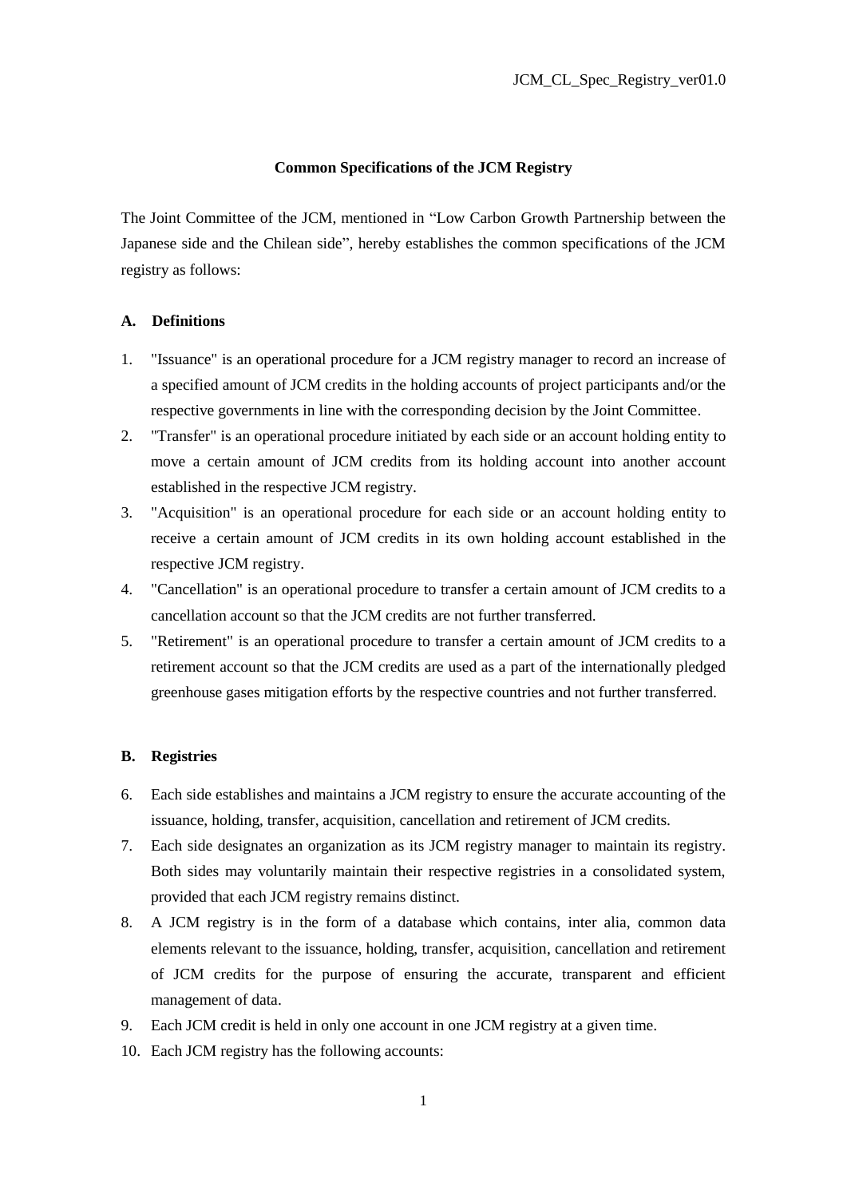# Common Specifications of the JCM Registry

The Joint Committee of the JCM, mentioned in "Low Carbon Growth Partnership between the Japanese side and the Chilean side", hereby establishes the common specifications of the JCM registry as follows:

## A. Definitions

1. "Issuance" is an operational procedure for a JCM registry manager to record an increase of a specified amount of JCM credits in the holding accounts of project participants and/or the respective governments in line with the corresponding decision by the Joint Committee.
2. "Transfer" is an operational procedure initiated by each side or an account holding entity to move a certain amount of JCM credits from its holding account into another account established in the respective JCM registry.
3. "Acquisition" is an operational procedure for each side or an account holding entity to receive a certain amount of JCM credits in its own holding account established in the respective JCM registry.
4. "Cancellation" is an operational procedure to transfer a certain amount of JCM credits to a cancellation account so that the JCM credits are not further transferred.
5. "Retirement" is an operational procedure to transfer a certain amount of JCM credits to a retirement account so that the JCM credits are used as a part of the internationally pledged greenhouse gases mitigation efforts by the respective countries and not further transferred.

## B. Registries

6. Each side establishes and maintains a JCM registry to ensure the accurate accounting of the issuance, holding, transfer, acquisition, cancellation and retirement of JCM credits.
7. Each side designates an organization as its JCM registry manager to maintain its registry. Both sides may voluntarily maintain their respective registries in a consolidated system, provided that each JCM registry remains distinct.
8. A JCM registry is in the form of a database which contains, inter alia, common data elements relevant to the issuance, holding, transfer, acquisition, cancellation and retirement of JCM credits for the purpose of ensuring the accurate, transparent and efficient management of data.
9. Each JCM credit is held in only one account in one JCM registry at a given time.
10. Each JCM registry has the following accounts: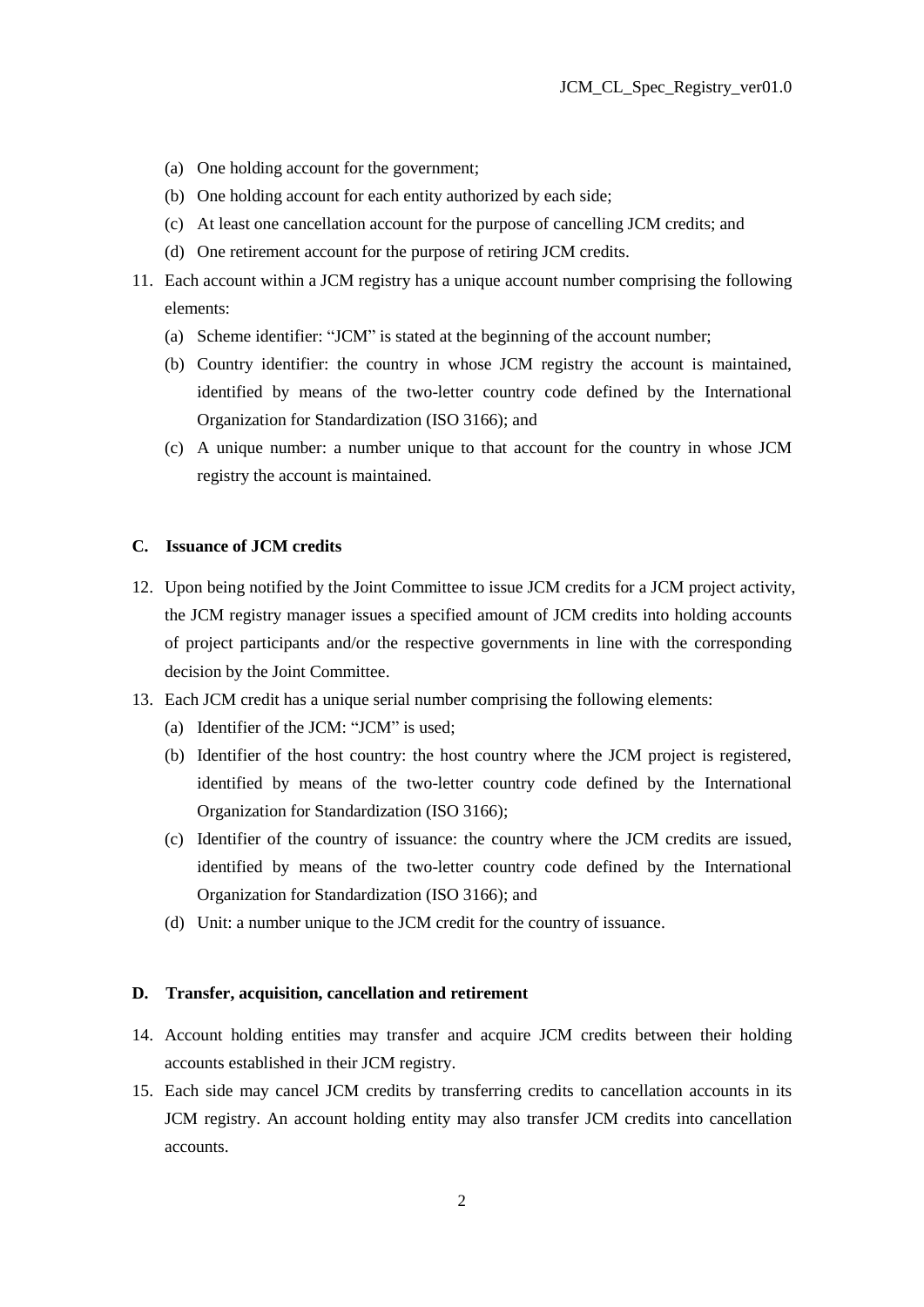(a) One holding account for the government;

(b) One holding account for each entity authorized by each side;

(c) At least one cancellation account for the purpose of cancelling JCM credits; and

(d) One retirement account for the purpose of retiring JCM credits.

11. Each account within a JCM registry has a unique account number comprising the following elements:
    (a) Scheme identifier: "JCM" is stated at the beginning of the account number;
    (b) Country identifier: the country in whose JCM registry the account is maintained, identified by means of the two-letter country code defined by the International Organization for Standardization (ISO 3166); and
    (c) A unique number: a number unique to that account for the country in whose JCM registry the account is maintained.

### C. Issuance of JCM credits

12. Upon being notified by the Joint Committee to issue JCM credits for a JCM project activity, the JCM registry manager issues a specified amount of JCM credits into holding accounts of project participants and/or the respective governments in line with the corresponding decision by the Joint Committee.
13. Each JCM credit has a unique serial number comprising the following elements:
    (a) Identifier of the JCM: "JCM" is used;
    (b) Identifier of the host country: the host country where the JCM project is registered, identified by means of the two-letter country code defined by the International Organization for Standardization (ISO 3166);
    (c) Identifier of the country of issuance: the country where the JCM credits are issued, identified by means of the two-letter country code defined by the International Organization for Standardization (ISO 3166); and
    (d) Unit: a number unique to the JCM credit for the country of issuance.

### D. Transfer, acquisition, cancellation and retirement

14. Account holding entities may transfer and acquire JCM credits between their holding accounts established in their JCM registry.
15. Each side may cancel JCM credits by transferring credits to cancellation accounts in its JCM registry. An account holding entity may also transfer JCM credits into cancellation accounts.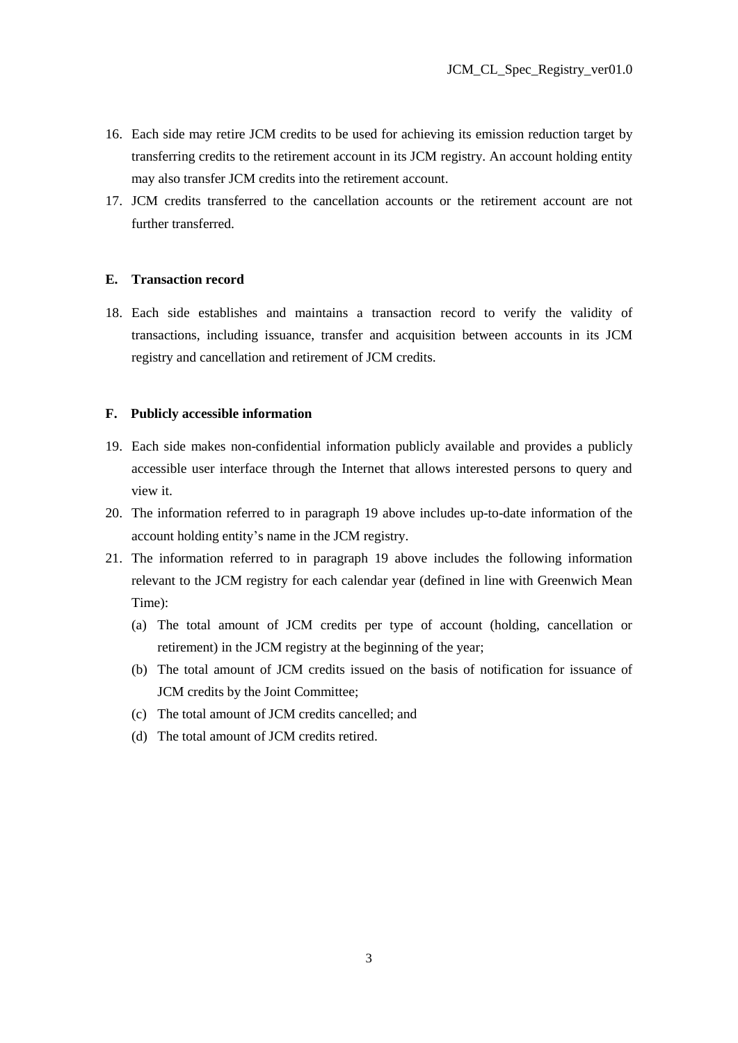16. Each side may retire JCM credits to be used for achieving its emission reduction target by transferring credits to the retirement account in its JCM registry. An account holding entity may also transfer JCM credits into the retirement account.
17. JCM credits transferred to the cancellation accounts or the retirement account are not further transferred.

### E. Transaction record

18. Each side establishes and maintains a transaction record to verify the validity of transactions, including issuance, transfer and acquisition between accounts in its JCM registry and cancellation and retirement of JCM credits.

### F. Publicly accessible information

19. Each side makes non-confidential information publicly available and provides a publicly accessible user interface through the Internet that allows interested persons to query and view it.
20. The information referred to in paragraph 19 above includes up-to-date information of the account holding entity's name in the JCM registry.
21. The information referred to in paragraph 19 above includes the following information relevant to the JCM registry for each calendar year (defined in line with Greenwich Mean Time):
    (a) The total amount of JCM credits per type of account (holding, cancellation or retirement) in the JCM registry at the beginning of the year;
    (b) The total amount of JCM credits issued on the basis of notification for issuance of JCM credits by the Joint Committee;
    (c) The total amount of JCM credits cancelled; and
    (d) The total amount of JCM credits retired.